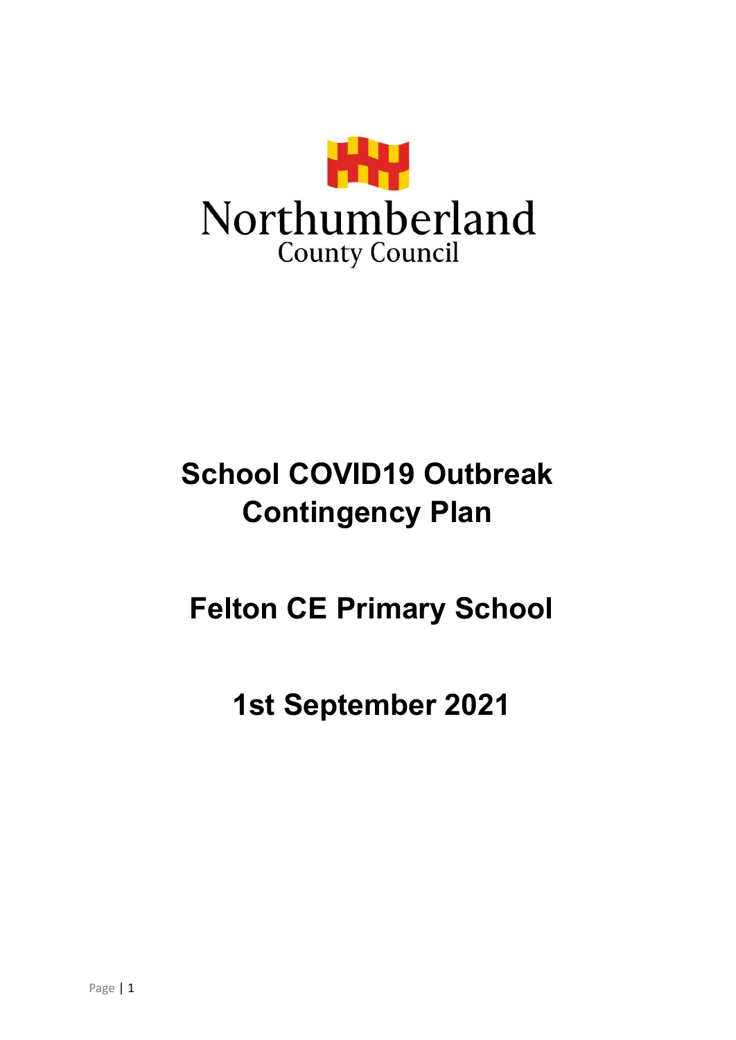Northumberland
County Council

# School COVID19 Outbreak Contingency Plan

## Felton CE Primary School

## 1st September 2021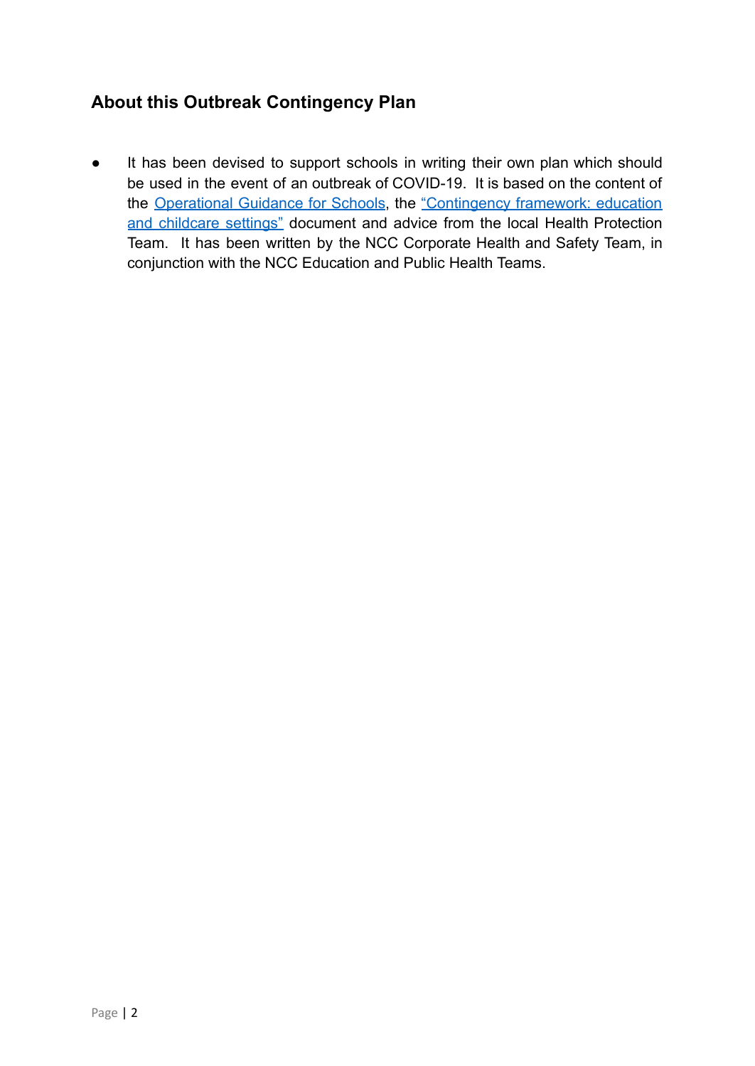## About this Outbreak Contingency Plan

- It has been devised to support schools in writing their own plan which should be used in the event of an outbreak of COVID-19. It is based on the content of the Operational Guidance for Schools, the "Contingency framework: education and childcare settings" document and advice from the local Health Protection Team. It has been written by the NCC Corporate Health and Safety Team, in conjunction with the NCC Education and Public Health Teams.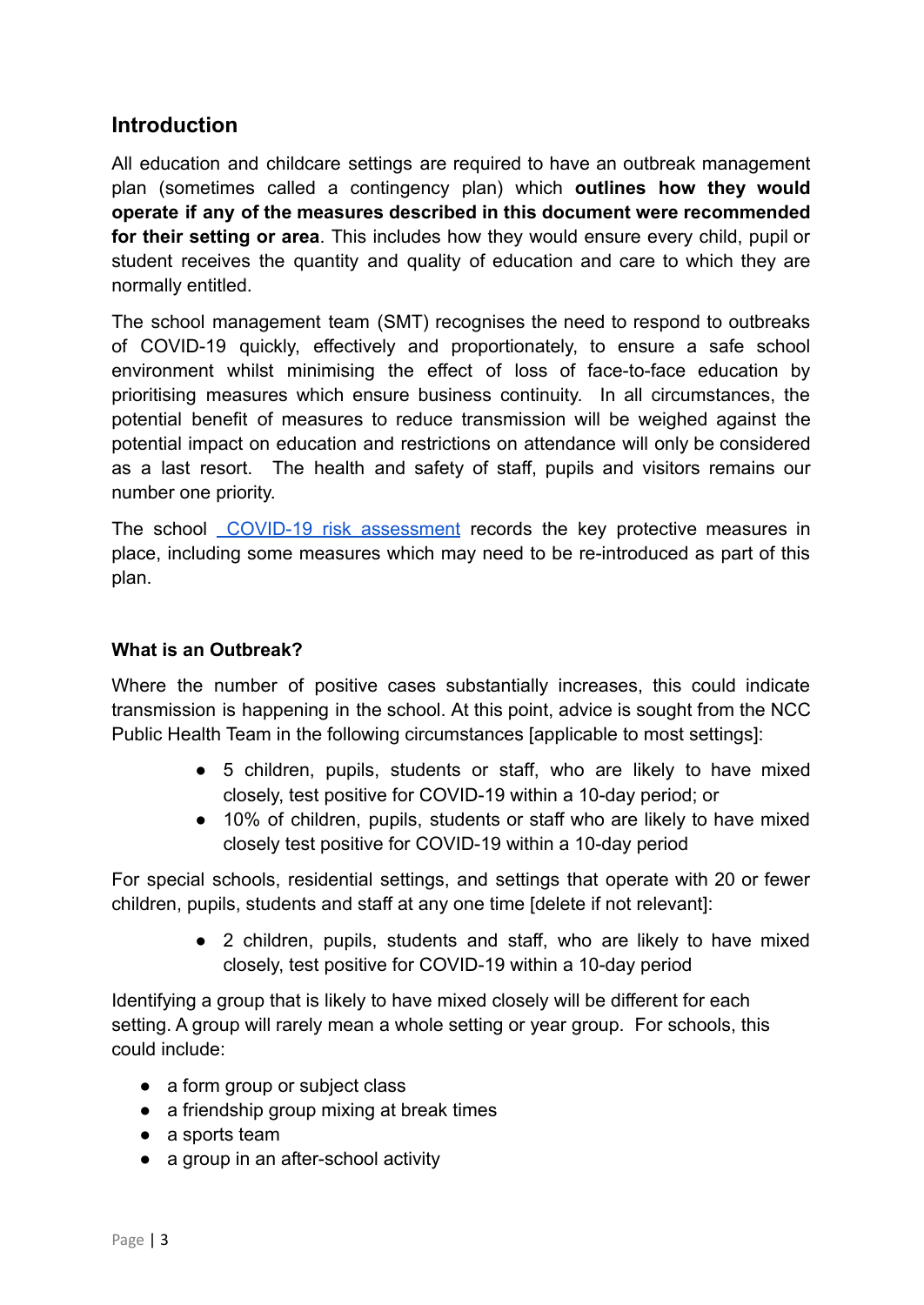## Introduction

All education and childcare settings are required to have an outbreak management plan (sometimes called a contingency plan) which **outlines how they would operate if any of the measures described in this document were recommended for their setting or area**. This includes how they would ensure every child, pupil or student receives the quantity and quality of education and care to which they are normally entitled.

The school management team (SMT) recognises the need to respond to outbreaks of COVID-19 quickly, effectively and proportionately, to ensure a safe school environment whilst minimising the effect of loss of face-to-face education by prioritising measures which ensure business continuity. In all circumstances, the potential benefit of measures to reduce transmission will be weighed against the potential impact on education and restrictions on attendance will only be considered as a last resort. The health and safety of staff, pupils and visitors remains our number one priority.

The school COVID-19 risk assessment records the key protective measures in place, including some measures which may need to be re-introduced as part of this plan.

**What is an Outbreak?**

Where the number of positive cases substantially increases, this could indicate transmission is happening in the school. At this point, advice is sought from the NCC Public Health Team in the following circumstances [applicable to most settings]:

- 5 children, pupils, students or staff, who are likely to have mixed closely, test positive for COVID-19 within a 10-day period; or
- 10% of children, pupils, students or staff who are likely to have mixed closely test positive for COVID-19 within a 10-day period

For special schools, residential settings, and settings that operate with 20 or fewer children, pupils, students and staff at any one time [delete if not relevant]:

- 2 children, pupils, students and staff, who are likely to have mixed closely, test positive for COVID-19 within a 10-day period

Identifying a group that is likely to have mixed closely will be different for each setting. A group will rarely mean a whole setting or year group. For schools, this could include:

- a form group or subject class
- a friendship group mixing at break times
- a sports team
- a group in an after-school activity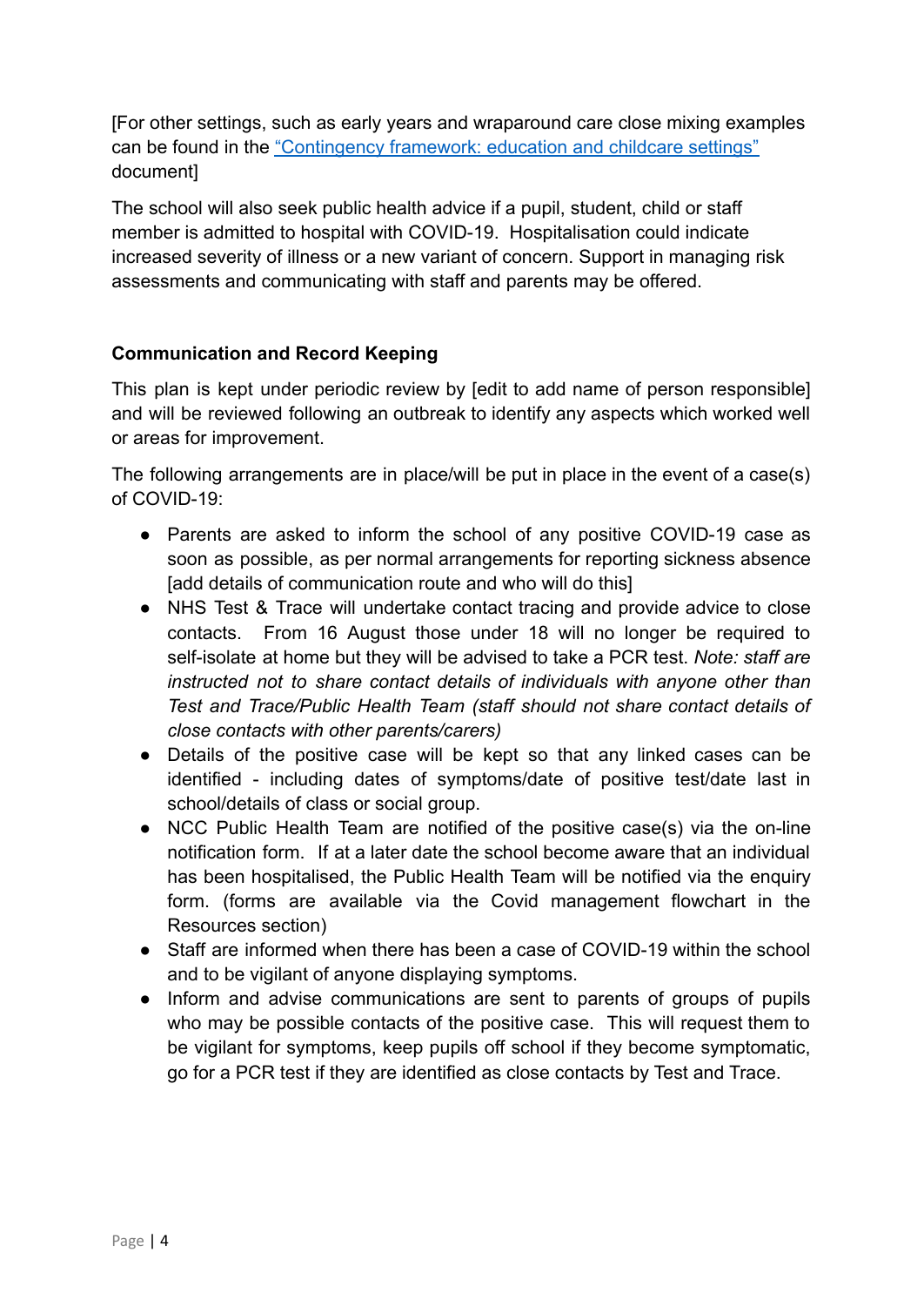[For other settings, such as early years and wraparound care close mixing examples can be found in the "Contingency framework: education and childcare settings" document]

The school will also seek public health advice if a pupil, student, child or staff member is admitted to hospital with COVID-19. Hospitalisation could indicate increased severity of illness or a new variant of concern. Support in managing risk assessments and communicating with staff and parents may be offered.

**Communication and Record Keeping**

This plan is kept under periodic review by [edit to add name of person responsible] and will be reviewed following an outbreak to identify any aspects which worked well or areas for improvement.

The following arrangements are in place/will be put in place in the event of a case(s) of COVID-19:

- Parents are asked to inform the school of any positive COVID-19 case as soon as possible, as per normal arrangements for reporting sickness absence [add details of communication route and who will do this]
- NHS Test & Trace will undertake contact tracing and provide advice to close contacts. From 16 August those under 18 will no longer be required to self-isolate at home but they will be advised to take a PCR test. *Note: staff are instructed not to share contact details of individuals with anyone other than Test and Trace/Public Health Team (staff should not share contact details of close contacts with other parents/carers)*
- Details of the positive case will be kept so that any linked cases can be identified - including dates of symptoms/date of positive test/date last in school/details of class or social group.
- NCC Public Health Team are notified of the positive case(s) via the on-line notification form. If at a later date the school become aware that an individual has been hospitalised, the Public Health Team will be notified via the enquiry form. (forms are available via the Covid management flowchart in the Resources section)
- Staff are informed when there has been a case of COVID-19 within the school and to be vigilant of anyone displaying symptoms.
- Inform and advise communications are sent to parents of groups of pupils who may be possible contacts of the positive case. This will request them to be vigilant for symptoms, keep pupils off school if they become symptomatic, go for a PCR test if they are identified as close contacts by Test and Trace.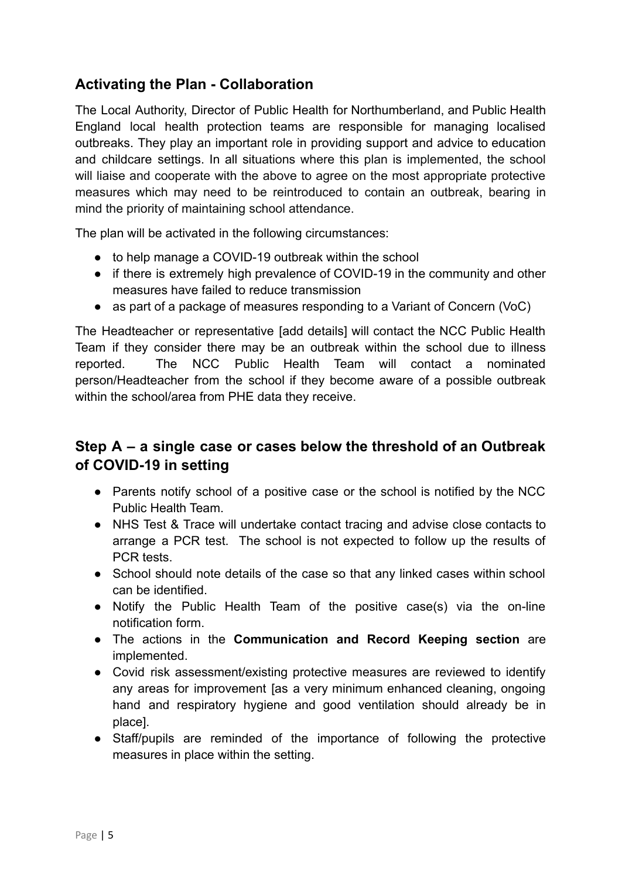## Activating the Plan - Collaboration

The Local Authority, Director of Public Health for Northumberland, and Public Health England local health protection teams are responsible for managing localised outbreaks. They play an important role in providing support and advice to education and childcare settings. In all situations where this plan is implemented, the school will liaise and cooperate with the above to agree on the most appropriate protective measures which may need to be reintroduced to contain an outbreak, bearing in mind the priority of maintaining school attendance.

The plan will be activated in the following circumstances:

- to help manage a COVID-19 outbreak within the school
- if there is extremely high prevalence of COVID-19 in the community and other measures have failed to reduce transmission
- as part of a package of measures responding to a Variant of Concern (VoC)

The Headteacher or representative [add details] will contact the NCC Public Health Team if they consider there may be an outbreak within the school due to illness reported. The NCC Public Health Team will contact a nominated person/Headteacher from the school if they become aware of a possible outbreak within the school/area from PHE data they receive.

## Step A – a single case or cases below the threshold of an Outbreak of COVID-19 in setting

- Parents notify school of a positive case or the school is notified by the NCC Public Health Team.
- NHS Test & Trace will undertake contact tracing and advise close contacts to arrange a PCR test. The school is not expected to follow up the results of PCR tests.
- School should note details of the case so that any linked cases within school can be identified.
- Notify the Public Health Team of the positive case(s) via the on-line notification form.
- The actions in the **Communication and Record Keeping section** are implemented.
- Covid risk assessment/existing protective measures are reviewed to identify any areas for improvement [as a very minimum enhanced cleaning, ongoing hand and respiratory hygiene and good ventilation should already be in place].
- Staff/pupils are reminded of the importance of following the protective measures in place within the setting.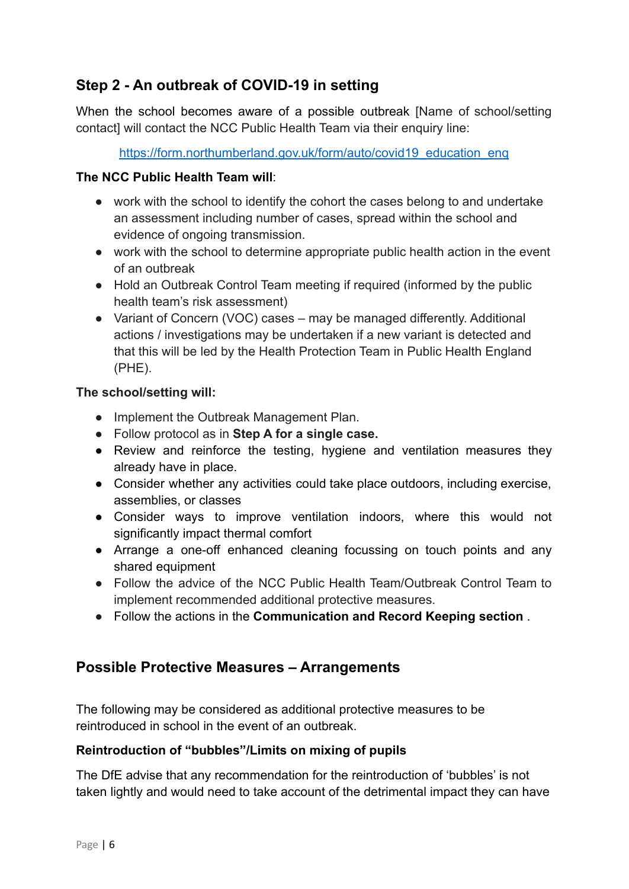## Step 2 - An outbreak of COVID-19 in setting

When the school becomes aware of a possible outbreak [Name of school/setting contact] will contact the NCC Public Health Team via their enquiry line:

https://form.northumberland.gov.uk/form/auto/covid19_education_enq

**The NCC Public Health Team will**:

- work with the school to identify the cohort the cases belong to and undertake an assessment including number of cases, spread within the school and evidence of ongoing transmission.
- work with the school to determine appropriate public health action in the event of an outbreak
- Hold an Outbreak Control Team meeting if required (informed by the public health team's risk assessment)
- Variant of Concern (VOC) cases – may be managed differently. Additional actions / investigations may be undertaken if a new variant is detected and that this will be led by the Health Protection Team in Public Health England (PHE).

**The school/setting will:**

- Implement the Outbreak Management Plan.
- Follow protocol as in **Step A for a single case.**
- Review and reinforce the testing, hygiene and ventilation measures they already have in place.
- Consider whether any activities could take place outdoors, including exercise, assemblies, or classes
- Consider ways to improve ventilation indoors, where this would not significantly impact thermal comfort
- Arrange a one-off enhanced cleaning focussing on touch points and any shared equipment
- Follow the advice of the NCC Public Health Team/Outbreak Control Team to implement recommended additional protective measures.
- Follow the actions in the **Communication and Record Keeping section** .

## Possible Protective Measures – Arrangements

The following may be considered as additional protective measures to be reintroduced in school in the event of an outbreak.

**Reintroduction of "bubbles"/Limits on mixing of pupils**

The DfE advise that any recommendation for the reintroduction of 'bubbles' is not taken lightly and would need to take account of the detrimental impact they can have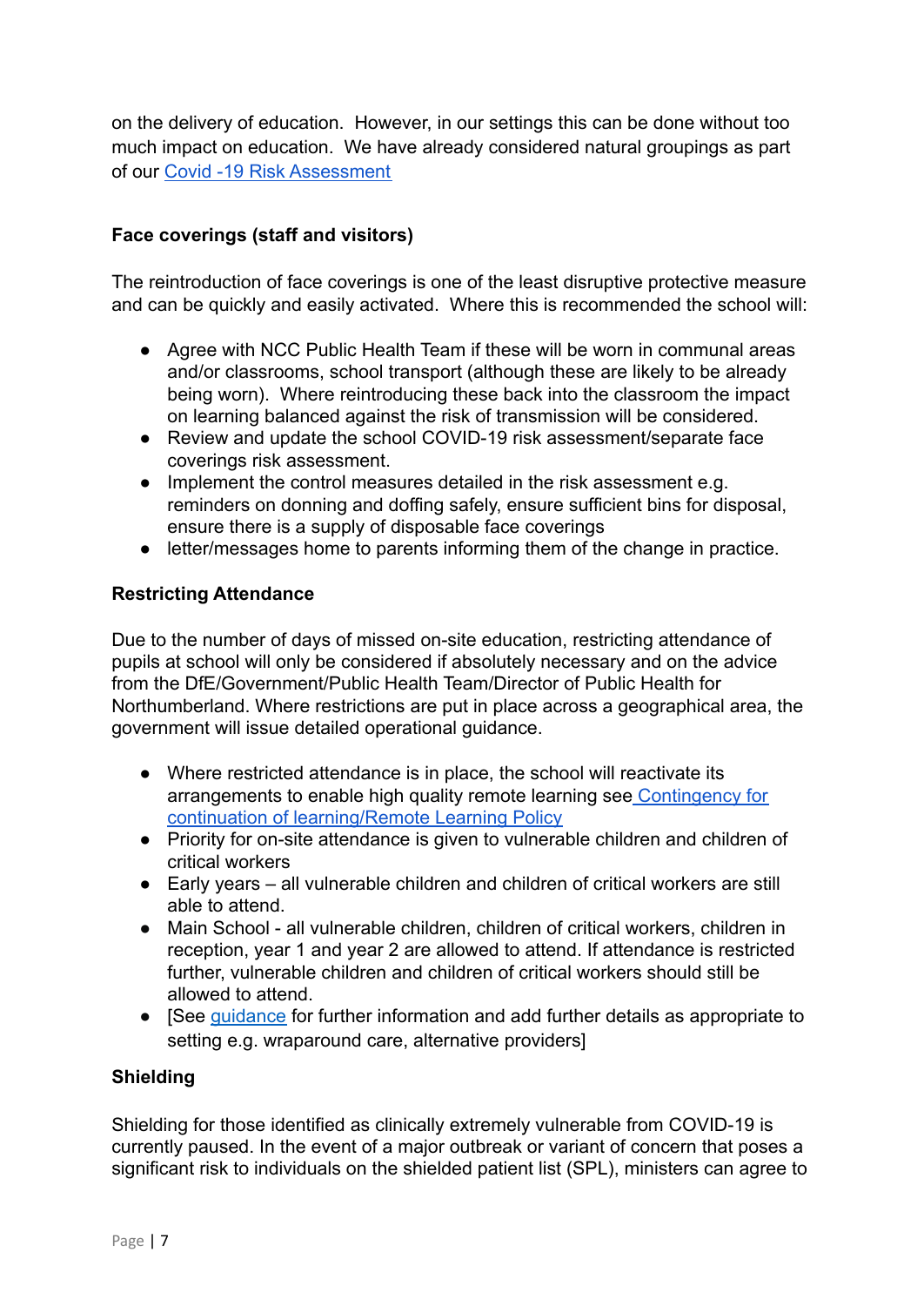on the delivery of education. However, in our settings this can be done without too much impact on education. We have already considered natural groupings as part of our Covid -19 Risk Assessment

**Face coverings (staff and visitors)**

The reintroduction of face coverings is one of the least disruptive protective measure and can be quickly and easily activated. Where this is recommended the school will:

- Agree with NCC Public Health Team if these will be worn in communal areas and/or classrooms, school transport (although these are likely to be already being worn). Where reintroducing these back into the classroom the impact on learning balanced against the risk of transmission will be considered.
- Review and update the school COVID-19 risk assessment/separate face coverings risk assessment.
- Implement the control measures detailed in the risk assessment e.g. reminders on donning and doffing safely, ensure sufficient bins for disposal, ensure there is a supply of disposable face coverings
- letter/messages home to parents informing them of the change in practice.

**Restricting Attendance**

Due to the number of days of missed on-site education, restricting attendance of pupils at school will only be considered if absolutely necessary and on the advice from the DfE/Government/Public Health Team/Director of Public Health for Northumberland. Where restrictions are put in place across a geographical area, the government will issue detailed operational guidance.

- Where restricted attendance is in place, the school will reactivate its arrangements to enable high quality remote learning see Contingency for continuation of learning/Remote Learning Policy
- Priority for on-site attendance is given to vulnerable children and children of critical workers
- Early years – all vulnerable children and children of critical workers are still able to attend.
- Main School - all vulnerable children, children of critical workers, children in reception, year 1 and year 2 are allowed to attend. If attendance is restricted further, vulnerable children and children of critical workers should still be allowed to attend.
- [See guidance for further information and add further details as appropriate to setting e.g. wraparound care, alternative providers]

**Shielding**

Shielding for those identified as clinically extremely vulnerable from COVID-19 is currently paused. In the event of a major outbreak or variant of concern that poses a significant risk to individuals on the shielded patient list (SPL), ministers can agree to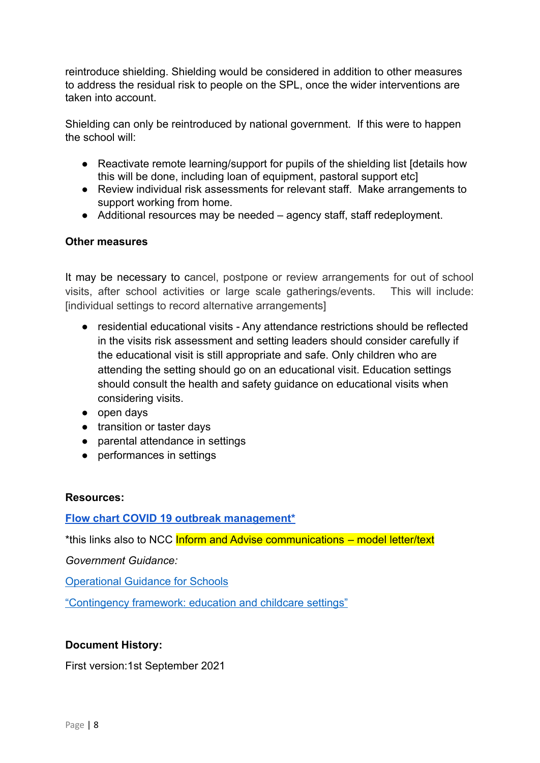reintroduce shielding. Shielding would be considered in addition to other measures to address the residual risk to people on the SPL, once the wider interventions are taken into account.

Shielding can only be reintroduced by national government. If this were to happen the school will:

- Reactivate remote learning/support for pupils of the shielding list [details how this will be done, including loan of equipment, pastoral support etc]
- Review individual risk assessments for relevant staff. Make arrangements to support working from home.
- Additional resources may be needed – agency staff, staff redeployment.

**Other measures**

It may be necessary to cancel, postpone or review arrangements for out of school visits, after school activities or large scale gatherings/events. This will include: [individual settings to record alternative arrangements]

- residential educational visits - Any attendance restrictions should be reflected in the visits risk assessment and setting leaders should consider carefully if the educational visit is still appropriate and safe. Only children who are attending the setting should go on an educational visit. Education settings should consult the health and safety guidance on educational visits when considering visits.
- open days
- transition or taster days
- parental attendance in settings
- performances in settings

**Resources:**

**Flow chart COVID 19 outbreak management***

*this links also to NCC Inform and Advise communications – model letter/text

*Government Guidance:*

Operational Guidance for Schools

"Contingency framework: education and childcare settings"

**Document History:**

First version:1st September 2021